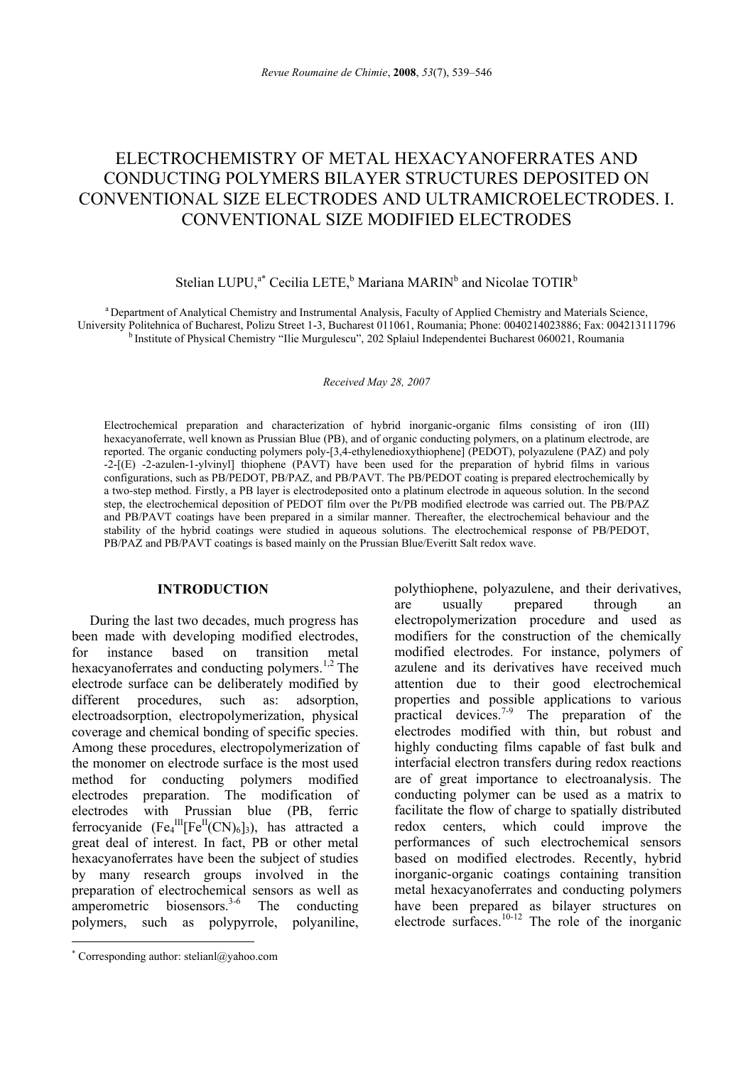# ELECTROCHEMISTRY OF METAL HEXACYANOFERRATES AND CONDUCTING POLYMERS BILAYER STRUCTURES DEPOSITED ON CONVENTIONAL SIZE ELECTRODES AND ULTRAMICROELECTRODES. I. CONVENTIONAL SIZE MODIFIED ELECTRODES

Stelian LUPU,[a*] Cecilia LETE,[b] Mariana MARIN[b] and Nicolae TOTIR[b]

[a] Department of Analytical Chemistry and Instrumental Analysis, Faculty of Applied Chemistry and Materials Science, University Politehnica of Bucharest, Polizu Street 1-3, Bucharest 011061, Roumania; Phone: 0040214023886; Fax: 004213111796

[b] Institute of Physical Chemistry "Ilie Murgulescu", 202 Splaiul Independentei Bucharest 060021, Roumania

*Received May 28, 2007*

Electrochemical preparation and characterization of hybrid inorganic-organic films consisting of iron (III) hexacyanoferrate, well known as Prussian Blue (PB), and of organic conducting polymers, on a platinum electrode, are reported. The organic conducting polymers poly-[3,4-ethylenedioxythiophene] (PEDOT), polyazulene (PAZ) and poly -2-[(E) -2-azulen-1-ylvinyl] thiophene (PAVT) have been used for the preparation of hybrid films in various configurations, such as PB/PEDOT, PB/PAZ, and PB/PAVT. The PB/PEDOT coating is prepared electrochemically by a two-step method. Firstly, a PB layer is electrodeposited onto a platinum electrode in aqueous solution. In the second step, the electrochemical deposition of PEDOT film over the Pt/PB modified electrode was carried out. The PB/PAZ and PB/PAVT coatings have been prepared in a similar manner. Thereafter, the electrochemical behaviour and the stability of the hybrid coatings were studied in aqueous solutions. The electrochemical response of PB/PEDOT, PB/PAZ and PB/PAVT coatings is based mainly on the Prussian Blue/Everitt Salt redox wave.

## INTRODUCTION

During the last two decades, much progress has been made with developing modified electrodes, for instance based on transition metal hexacyanoferrates and conducting polymers.[1,2] The electrode surface can be deliberately modified by different procedures, such as: adsorption, electroadsorption, electropolymerization, physical coverage and chemical bonding of specific species. Among these procedures, electropolymerization of the monomer on electrode surface is the most used method for conducting polymers modified electrodes preparation. The modification of electrodes with Prussian blue (PB, ferric ferrocyanide ($Fe_4^{III}[Fe^{II}(CN)_6]_3$), has attracted a great deal of interest. In fact, PB or other metal hexacyanoferrates have been the subject of studies by many research groups involved in the preparation of electrochemical sensors as well as amperometric biosensors.[3-6] The conducting polymers, such as polypyrrole, polyaniline, polythiophene, polyazulene, and their derivatives, are usually prepared through an electropolymerization procedure and used as modifiers for the construction of the chemically modified electrodes. For instance, polymers of azulene and its derivatives have received much attention due to their good electrochemical properties and possible applications to various practical devices.[7-9] The preparation of the electrodes modified with thin, but robust and highly conducting films capable of fast bulk and interfacial electron transfers during redox reactions are of great importance to electroanalysis. The conducting polymer can be used as a matrix to facilitate the flow of charge to spatially distributed redox centers, which could improve the performances of such electrochemical sensors based on modified electrodes. Recently, hybrid inorganic-organic coatings containing transition metal hexacyanoferrates and conducting polymers have been prepared as bilayer structures on electrode surfaces.[10-12] The role of the inorganic

[*] Corresponding author: stelianl@yahoo.com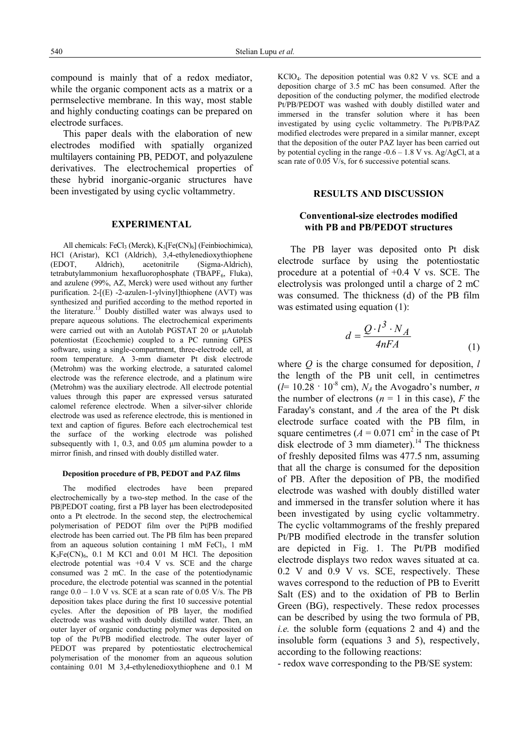compound is mainly that of a redox mediator, while the organic component acts as a matrix or a permselective membrane. In this way, most stable and highly conducting coatings can be prepared on electrode surfaces.

This paper deals with the elaboration of new electrodes modified with spatially organized multilayers containing PB, PEDOT, and polyazulene derivatives. The electrochemical properties of these hybrid inorganic-organic structures have been investigated by using cyclic voltammetry.

## EXPERIMENTAL

All chemicals: $FeCl_3$ (Merck), $K_3[Fe(CN)_6]$ (Feinbiochimica), HCl (Aristar), KCl (Aldrich), 3,4-ethylenedioxythiophene (EDOT, Aldrich), acetonitrile (Sigma-Aldrich), tetrabutylammonium hexafluorophosphate ($TBAPF_6$, Fluka), and azulene (99%, AZ, Merck) were used without any further purification. 2-[(E) -2-azulen-1-ylvinyl]thiophene (AVT) was synthesized and purified according to the method reported in the literature.[13] Doubly distilled water was always used to prepare aqueous solutions. The electrochemical experiments were carried out with an Autolab PGSTAT 20 or μAutolab potentiostat (Ecochemie) coupled to a PC running GPES software, using a single-compartment, three-electrode cell, at room temperature. A 3-mm diameter Pt disk electrode (Metrohm) was the working electrode, a saturated calomel electrode was the reference electrode, and a platinum wire (Metrohm) was the auxiliary electrode. All electrode potential values through this paper are expressed versus saturated calomel reference electrode. When a silver-silver chloride electrode was used as reference electrode, this is mentioned in text and caption of figures. Before each electrochemical test the surface of the working electrode was polished subsequently with 1, 0.3, and 0.05 μm alumina powder to a mirror finish, and rinsed with doubly distilled water.

### Deposition procedure of PB, PEDOT and PAZ films

The modified electrodes have been prepared electrochemically by a two-step method. In the case of the PB|PEDOT coating, first a PB layer has been electrodeposited onto a Pt electrode. In the second step, the electrochemical polymerisation of PEDOT film over the Pt|PB modified electrode has been carried out. The PB film has been prepared from an aqueous solution containing 1 mM $FeCl_3$, 1 mM $K_3Fe(CN)_6$, 0.1 M KCl and 0.01 M HCl. The deposition electrode potential was +0.4 V vs. SCE and the charge consumed was 2 mC. In the case of the potentiodynamic procedure, the electrode potential was scanned in the potential range 0.0 – 1.0 V vs. SCE at a scan rate of 0.05 V/s. The PB deposition takes place during the first 10 successive potential cycles. After the deposition of PB layer, the modified electrode was washed with doubly distilled water. Then, an outer layer of organic conducting polymer was deposited on top of the Pt/PB modified electrode. The outer layer of PEDOT was prepared by potentiostatic electrochemical polymerisation of the monomer from an aqueous solution containing 0.01 M 3,4-ethylenedioxythiophene and 0.1 M $KClO_4$. The deposition potential was 0.82 V vs. SCE and a deposition charge of 3.5 mC has been consumed. After the deposition of the conducting polymer, the modified electrode Pt/PB/PEDOT was washed with doubly distilled water and immersed in the transfer solution where it has been investigated by using cyclic voltammetry. The Pt/PB/PAZ modified electrodes were prepared in a similar manner, except that the deposition of the outer PAZ layer has been carried out by potential cycling in the range -0.6 – 1.8 V vs. Ag/AgCl, at a scan rate of 0.05 V/s, for 6 successive potential scans.

## RESULTS AND DISCUSSION

### Conventional-size electrodes modified with PB and PB/PEDOT structures

The PB layer was deposited onto Pt disk electrode surface by using the potentiostatic procedure at a potential of +0.4 V vs. SCE. The electrolysis was prolonged until a charge of 2 mC was consumed. The thickness (d) of the PB film was estimated using equation (1):

$$d = \frac{Q \cdot l^3 \cdot N_A}{4nFA} \tag{1}$$

where $Q$ is the charge consumed for deposition, $l$ the length of the PB unit cell, in centimetres ($l = 10.28 \cdot 10^{-8}$ cm), $N_A$ the Avogadro's number, $n$ the number of electrons ($n = 1$ in this case), $F$ the Faraday's constant, and $A$ the area of the Pt disk electrode surface coated with the PB film, in square centimetres ($A = 0.071$ cm$^2$ in the case of Pt disk electrode of 3 mm diameter).[14] The thickness of freshly deposited films was 477.5 nm, assuming that all the charge is consumed for the deposition of PB. After the deposition of PB, the modified electrode was washed with doubly distilled water and immersed in the transfer solution where it has been investigated by using cyclic voltammetry. The cyclic voltammograms of the freshly prepared Pt/PB modified electrode in the transfer solution are depicted in Fig. 1. The Pt/PB modified electrode displays two redox waves situated at ca. 0.2 V and 0.9 V vs. SCE, respectively. These waves correspond to the reduction of PB to Everitt Salt (ES) and to the oxidation of PB to Berlin Green (BG), respectively. These redox processes can be described by using the two formula of PB, *i.e.* the soluble form (equations 2 and 4) and the insoluble form (equations 3 and 5), respectively, according to the following reactions:

- redox wave corresponding to the PB/SE system: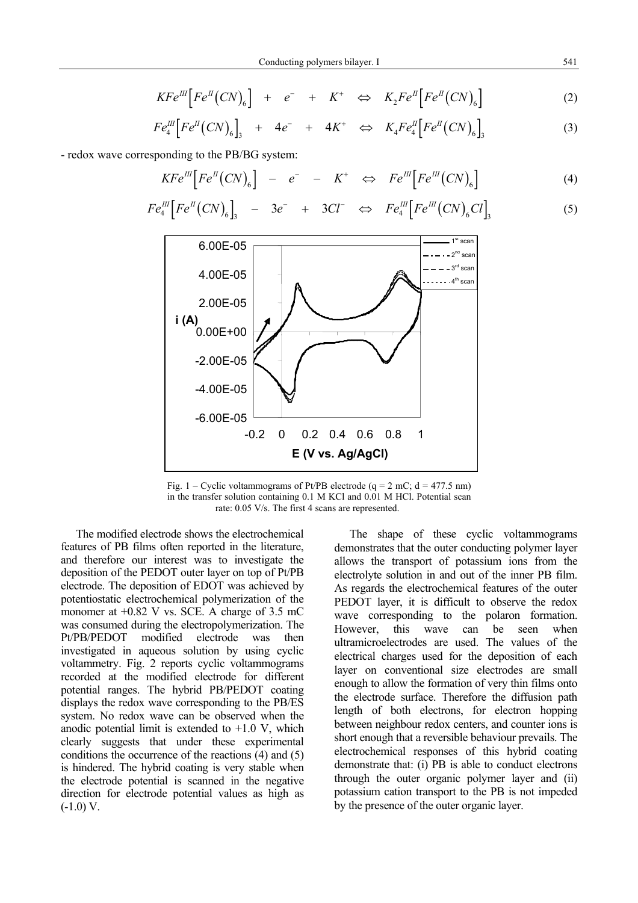$$KFe^{III}\left[Fe^{II}\left(CN\right)_6\right] \;+\; e^- \;+\; K^+ \;\Leftrightarrow\; K_2Fe^{II}\left[Fe^{II}\left(CN\right)_6\right] \tag{2}$$

$$Fe_4^{III}\left[Fe^{II}\left(CN\right)_6\right]_3 \;+\; 4e^- \;+\; 4K^+ \;\Leftrightarrow\; K_4Fe_4^{II}\left[Fe^{II}\left(CN\right)_6\right]_3 \tag{3}$$

- redox wave corresponding to the PB/BG system:

$$KFe^{III}\left[Fe^{II}\left(CN\right)_6\right] \;-\; e^- \;-\; K^+ \;\Leftrightarrow\; Fe^{III}\left[Fe^{III}\left(CN\right)_6\right] \tag{4}$$

$$Fe_4^{III}\left[Fe^{II}\left(CN\right)_6\right]_3 \;-\; 3e^- \;+\; 3Cl^- \;\Leftrightarrow\; Fe_4^{III}\left[Fe^{III}\left(CN\right)_6Cl\right]_3 \tag{5}$$

Fig. 1 – Cyclic voltammograms of Pt/PB electrode (q = 2 mC; d = 477.5 nm) in the transfer solution containing 0.1 M KCl and 0.01 M HCl. Potential scan rate: 0.05 V/s. The first 4 scans are represented.

The modified electrode shows the electrochemical features of PB films often reported in the literature, and therefore our interest was to investigate the deposition of the PEDOT outer layer on top of Pt/PB electrode. The deposition of EDOT was achieved by potentiostatic electrochemical polymerization of the monomer at +0.82 V vs. SCE. A charge of 3.5 mC was consumed during the electropolymerization. The Pt/PB/PEDOT modified electrode was then investigated in aqueous solution by using cyclic voltammetry. Fig. 2 reports cyclic voltammograms recorded at the modified electrode for different potential ranges. The hybrid PB/PEDOT coating displays the redox wave corresponding to the PB/ES system. No redox wave can be observed when the anodic potential limit is extended to +1.0 V, which clearly suggests that under these experimental conditions the occurrence of the reactions (4) and (5) is hindered. The hybrid coating is very stable when the electrode potential is scanned in the negative direction for electrode potential values as high as (-1.0) V.

The shape of these cyclic voltammograms demonstrates that the outer conducting polymer layer allows the transport of potassium ions from the electrolyte solution in and out of the inner PB film. As regards the electrochemical features of the outer PEDOT layer, it is difficult to observe the redox wave corresponding to the polaron formation. However, this wave can be seen when ultramicroelectrodes are used. The values of the electrical charges used for the deposition of each layer on conventional size electrodes are small enough to allow the formation of very thin films onto the electrode surface. Therefore the diffusion path length of both electrons, for electron hopping between neighbour redox centers, and counter ions is short enough that a reversible behaviour prevails. The electrochemical responses of this hybrid coating demonstrate that: (i) PB is able to conduct electrons through the outer organic polymer layer and (ii) potassium cation transport to the PB is not impeded by the presence of the outer organic layer.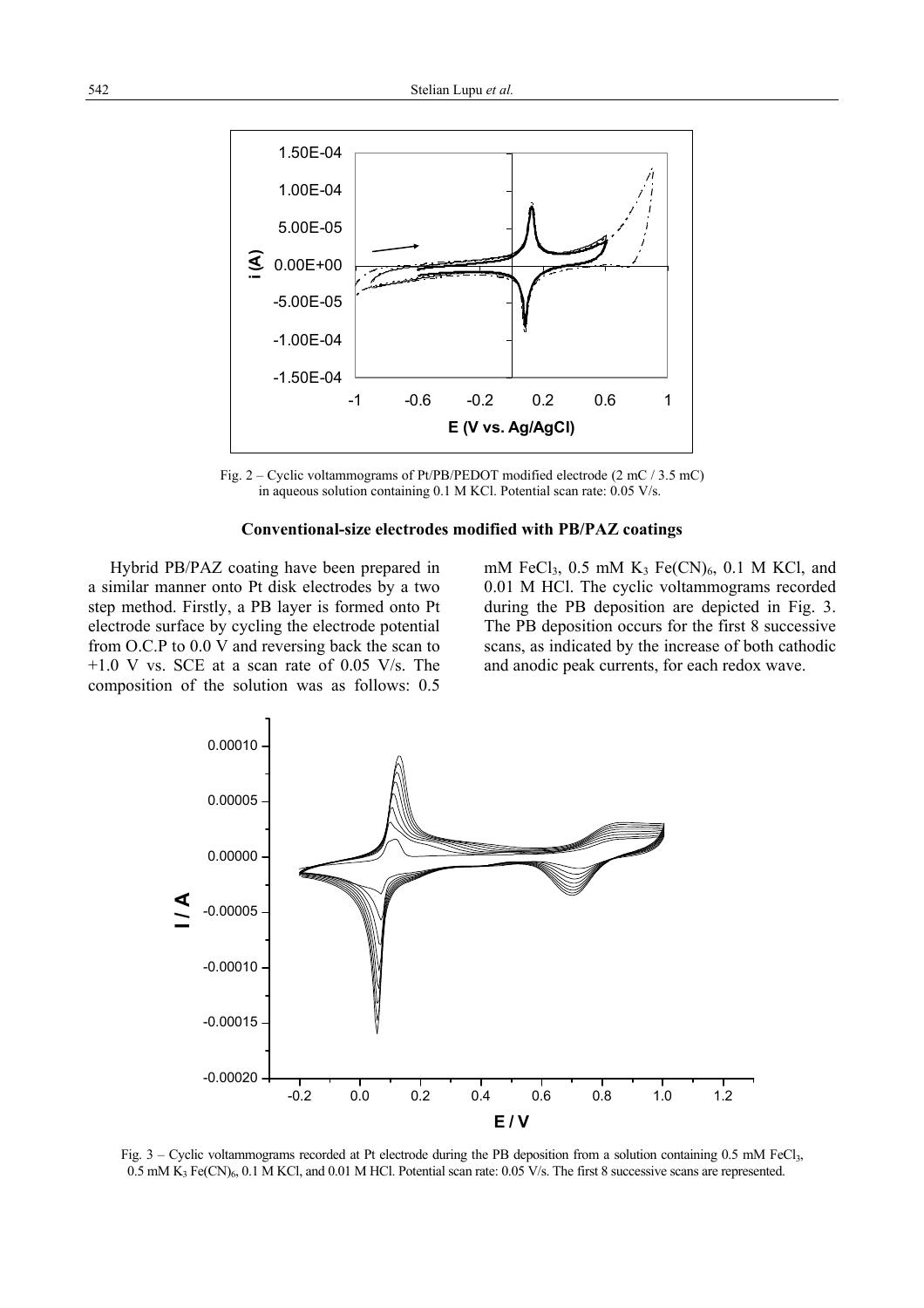Fig. 2 – Cyclic voltammograms of Pt/PB/PEDOT modified electrode (2 mC / 3.5 mC) in aqueous solution containing 0.1 M KCl. Potential scan rate: 0.05 V/s.

### Conventional-size electrodes modified with PB/PAZ coatings

Hybrid PB/PAZ coating have been prepared in a similar manner onto Pt disk electrodes by a two step method. Firstly, a PB layer is formed onto Pt electrode surface by cycling the electrode potential from O.C.P to 0.0 V and reversing back the scan to +1.0 V vs. SCE at a scan rate of 0.05 V/s. The composition of the solution was as follows: 0.5 mM $FeCl_3$, 0.5 mM $K_3$ $Fe(CN)_6$, 0.1 M KCl, and 0.01 M HCl. The cyclic voltammograms recorded during the PB deposition are depicted in Fig. 3. The PB deposition occurs for the first 8 successive scans, as indicated by the increase of both cathodic and anodic peak currents, for each redox wave.

Fig. 3 – Cyclic voltammograms recorded at Pt electrode during the PB deposition from a solution containing 0.5 mM $FeCl_3$, 0.5 mM $K_3$ $Fe(CN)_6$, 0.1 M KCl, and 0.01 M HCl. Potential scan rate: 0.05 V/s. The first 8 successive scans are represented.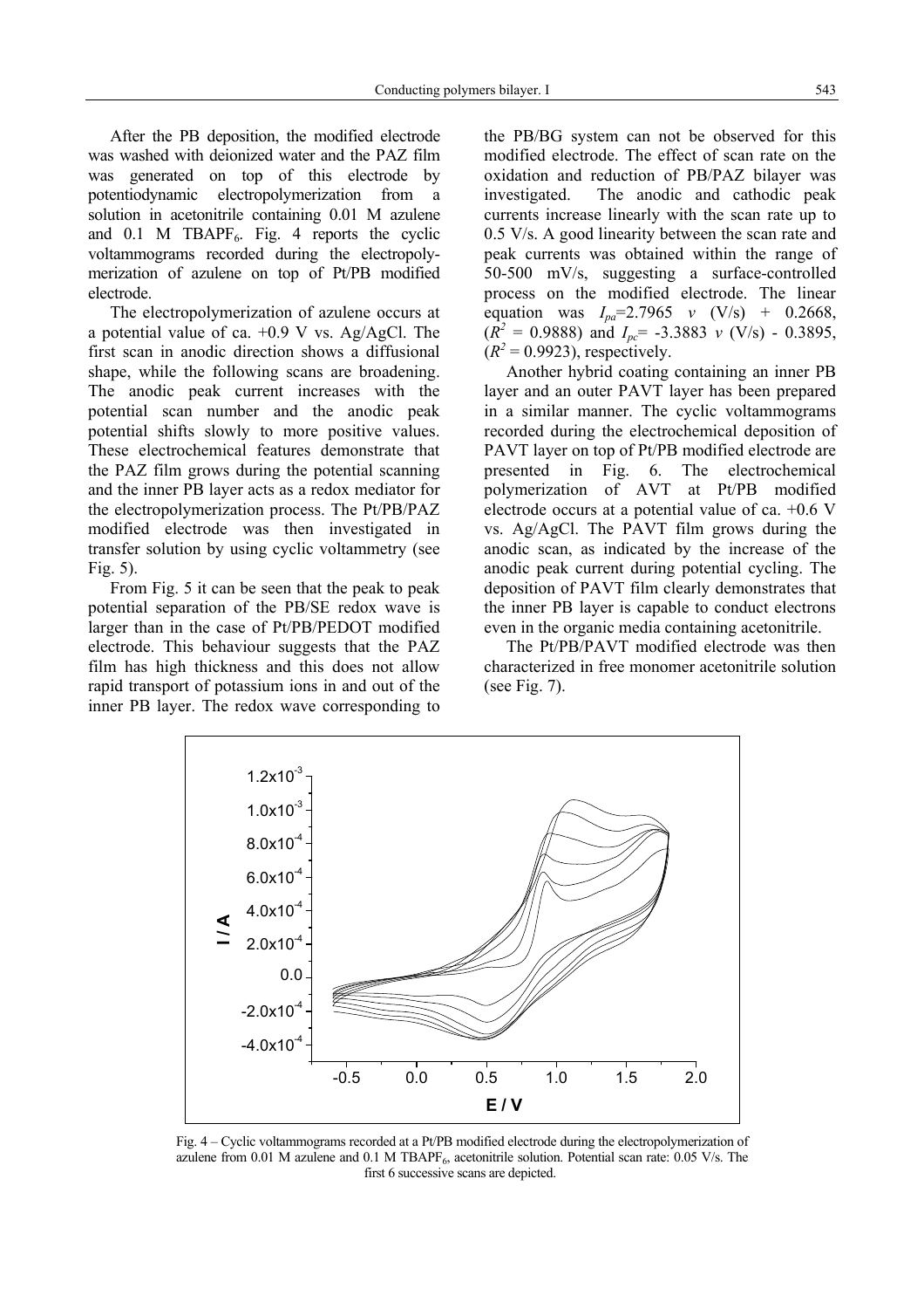After the PB deposition, the modified electrode was washed with deionized water and the PAZ film was generated on top of this electrode by potentiodynamic electropolymerization from a solution in acetonitrile containing 0.01 M azulene and 0.1 M $TBAPF_6$. Fig. 4 reports the cyclic voltammograms recorded during the electropolymerization of azulene on top of Pt/PB modified electrode.

The electropolymerization of azulene occurs at a potential value of ca. +0.9 V vs. Ag/AgCl. The first scan in anodic direction shows a diffusional shape, while the following scans are broadening. The anodic peak current increases with the potential scan number and the anodic peak potential shifts slowly to more positive values. These electrochemical features demonstrate that the PAZ film grows during the potential scanning and the inner PB layer acts as a redox mediator for the electropolymerization process. The Pt/PB/PAZ modified electrode was then investigated in transfer solution by using cyclic voltammetry (see Fig. 5).

From Fig. 5 it can be seen that the peak to peak potential separation of the PB/SE redox wave is larger than in the case of Pt/PB/PEDOT modified electrode. This behaviour suggests that the PAZ film has high thickness and this does not allow rapid transport of potassium ions in and out of the inner PB layer. The redox wave corresponding to the PB/BG system can not be observed for this modified electrode. The effect of scan rate on the oxidation and reduction of PB/PAZ bilayer was investigated. The anodic and cathodic peak currents increase linearly with the scan rate up to 0.5 V/s. A good linearity between the scan rate and peak currents was obtained within the range of 50-500 mV/s, suggesting a surface-controlled process on the modified electrode. The linear equation was $I_{pa}=2.7965\ v$ (V/s) + 0.2668, ($R^2$ = 0.9888) and $I_{pc}$= -3.3883 $v$ (V/s) - 0.3895, ($R^2$ = 0.9923), respectively.

Another hybrid coating containing an inner PB layer and an outer PAVT layer has been prepared in a similar manner. The cyclic voltammograms recorded during the electrochemical deposition of PAVT layer on top of Pt/PB modified electrode are presented in Fig. 6. The electrochemical polymerization of AVT at Pt/PB modified electrode occurs at a potential value of ca. +0.6 V vs. Ag/AgCl. The PAVT film grows during the anodic scan, as indicated by the increase of the anodic peak current during potential cycling. The deposition of PAVT film clearly demonstrates that the inner PB layer is capable to conduct electrons even in the organic media containing acetonitrile.

The Pt/PB/PAVT modified electrode was then characterized in free monomer acetonitrile solution (see Fig. 7).

Fig. 4 – Cyclic voltammograms recorded at a Pt/PB modified electrode during the electropolymerization of azulene from 0.01 M azulene and 0.1 M $TBAPF_6$, acetonitrile solution. Potential scan rate: 0.05 V/s. The first 6 successive scans are depicted.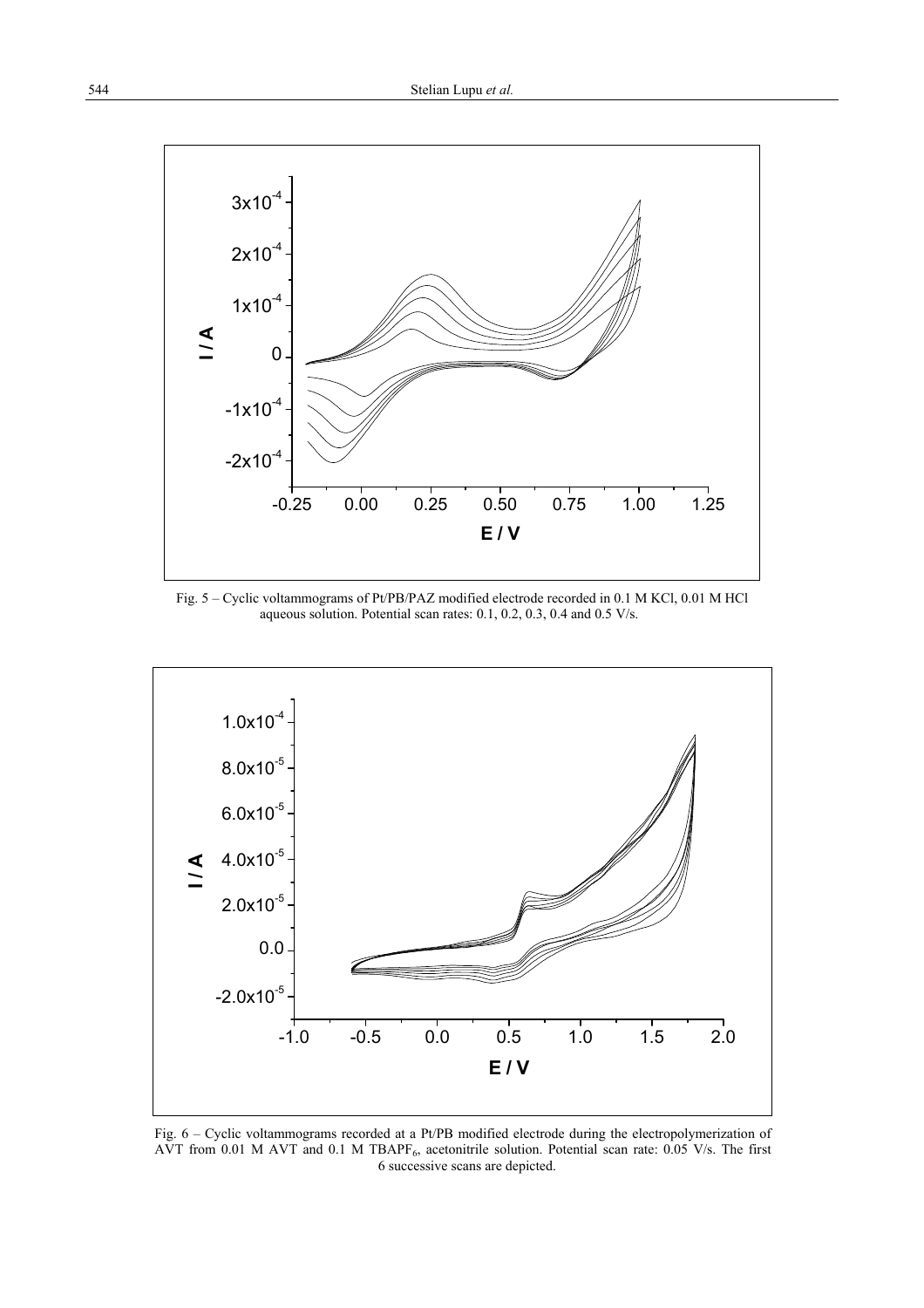Fig. 5 – Cyclic voltammograms of Pt/PB/PAZ modified electrode recorded in 0.1 M KCl, 0.01 M HCl aqueous solution. Potential scan rates: 0.1, 0.2, 0.3, 0.4 and 0.5 V/s.

Fig. 6 – Cyclic voltammograms recorded at a Pt/PB modified electrode during the electropolymerization of AVT from 0.01 M AVT and 0.1 M $TBAPF_6$, acetonitrile solution. Potential scan rate: 0.05 V/s. The first 6 successive scans are depicted.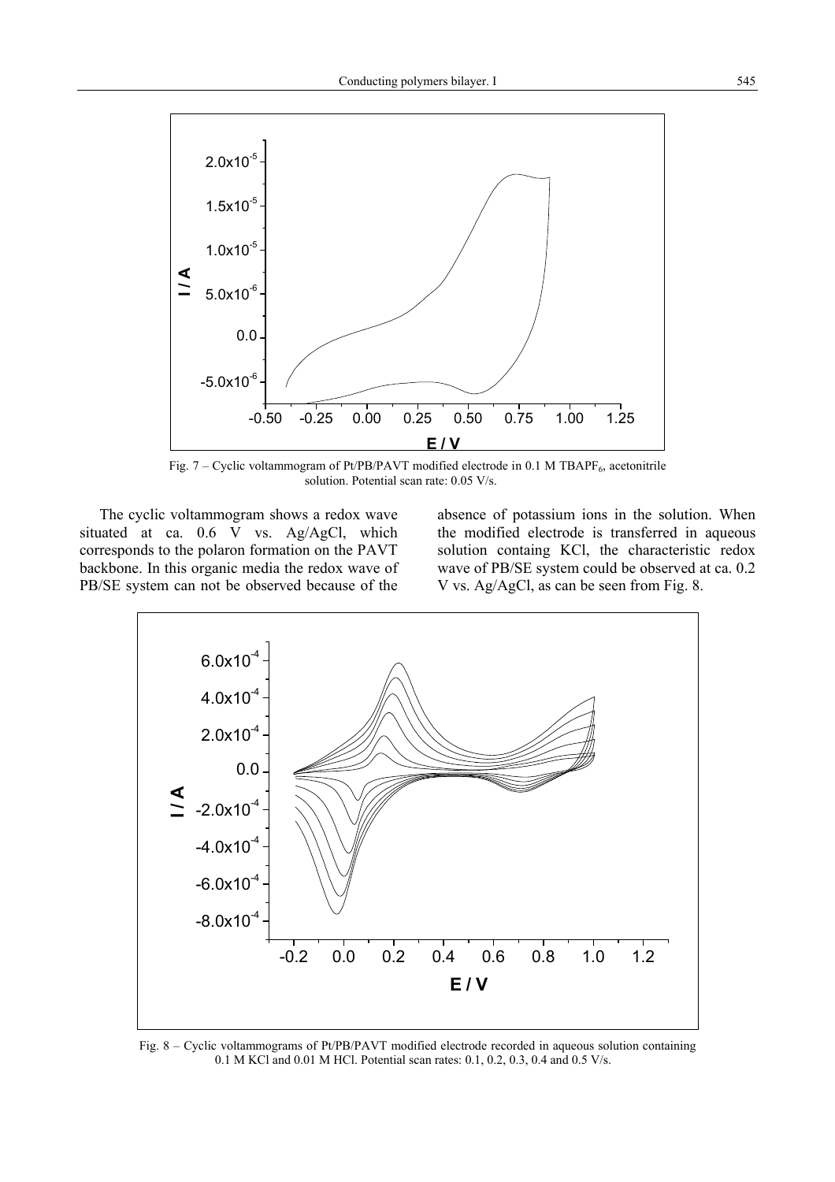Fig. 7 – Cyclic voltammogram of Pt/PB/PAVT modified electrode in 0.1 M $TBAPF_6$, acetonitrile solution. Potential scan rate: 0.05 V/s.

The cyclic voltammogram shows a redox wave situated at ca. 0.6 V vs. Ag/AgCl, which corresponds to the polaron formation on the PAVT backbone. In this organic media the redox wave of PB/SE system can not be observed because of the absence of potassium ions in the solution. When the modified electrode is transferred in aqueous solution containg KCl, the characteristic redox wave of PB/SE system could be observed at ca. 0.2 V vs. Ag/AgCl, as can be seen from Fig. 8.

Fig. 8 – Cyclic voltammograms of Pt/PB/PAVT modified electrode recorded in aqueous solution containing 0.1 M KCl and 0.01 M HCl. Potential scan rates: 0.1, 0.2, 0.3, 0.4 and 0.5 V/s.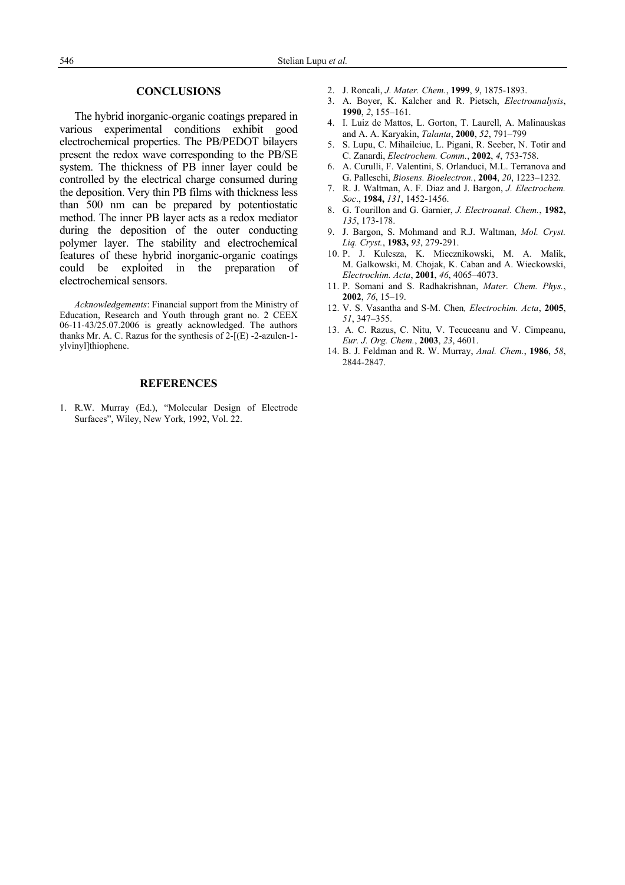## CONCLUSIONS

The hybrid inorganic-organic coatings prepared in various experimental conditions exhibit good electrochemical properties. The PB/PEDOT bilayers present the redox wave corresponding to the PB/SE system. The thickness of PB inner layer could be controlled by the electrical charge consumed during the deposition. Very thin PB films with thickness less than 500 nm can be prepared by potentiostatic method. The inner PB layer acts as a redox mediator during the deposition of the outer conducting polymer layer. The stability and electrochemical features of these hybrid inorganic-organic coatings could be exploited in the preparation of electrochemical sensors.

*Acknowledgements*: Financial support from the Ministry of Education, Research and Youth through grant no. 2 CEEX 06-11-43/25.07.2006 is greatly acknowledged. The authors thanks Mr. A. C. Razus for the synthesis of 2-[(E) -2-azulen-1-ylvinyl]thiophene.

## REFERENCES

1. R.W. Murray (Ed.), "Molecular Design of Electrode Surfaces", Wiley, New York, 1992, Vol. 22.
2. J. Roncali, *J. Mater. Chem.*, **1999**, *9*, 1875-1893.
3. A. Boyer, K. Kalcher and R. Pietsch, *Electroanalysis*, **1990**, *2*, 155–161.
4. I. Luiz de Mattos, L. Gorton, T. Laurell, A. Malinauskas and A. A. Karyakin, *Talanta*, **2000**, *52*, 791–799
5. S. Lupu, C. Mihailciuc, L. Pigani, R. Seeber, N. Totir and C. Zanardi, *Electrochem. Comm.*, **2002**, *4*, 753-758.
6. A. Curulli, F. Valentini, S. Orlanduci, M.L. Terranova and G. Palleschi, *Biosens. Bioelectron.*, **2004**, *20*, 1223–1232.
7. R. J. Waltman, A. F. Diaz and J. Bargon, *J. Electrochem. Soc*., **1984,** *131*, 1452-1456.
8. G. Tourillon and G. Garnier, *J. Electroanal. Chem.*, **1982,** *135*, 173-178.
9. J. Bargon, S. Mohmand and R.J. Waltman, *Mol. Cryst. Liq. Cryst.*, **1983,** *93*, 279-291.
10. P. J. Kulesza, K. Miecznikowski, M. A. Malik, M. Galkowski, M. Chojak, K. Caban and A. Wieckowski, *Electrochim. Acta*, **2001**, *46*, 4065–4073.
11. P. Somani and S. Radhakrishnan, *Mater. Chem. Phys.*, **2002**, *76*, 15–19.
12. V. S. Vasantha and S-M. Chen*, Electrochim. Acta*, **2005**, *51*, 347–355.
13. A. C. Razus, C. Nitu, V. Tecuceanu and V. Cimpeanu, *Eur. J. Org. Chem.*, **2003**, *23*, 4601.
14. B. J. Feldman and R. W. Murray, *Anal. Chem.*, **1986**, *58*, 2844-2847.